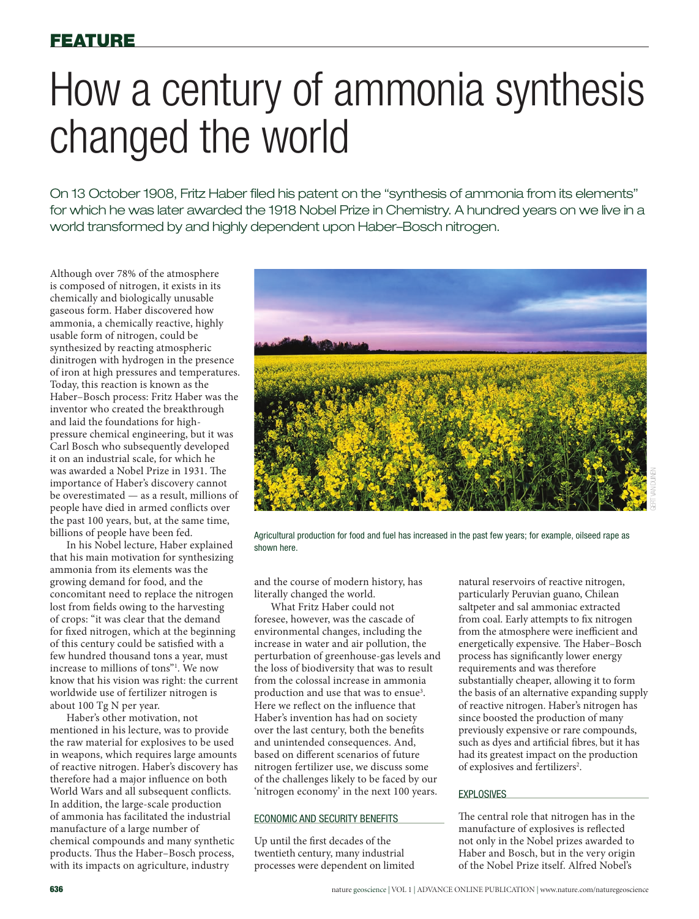FEATURE

# How a century of ammonia synthesis changed the world

On 13 October 1908, Fritz Haber filed his patent on the "synthesis of ammonia from its elements" for which he was later awarded the 1918 Nobel Prize in Chemistry. A hundred years on we live in a world transformed by and highly dependent upon Haber–Bosch nitrogen.

Although over 78% of the atmosphere is composed of nitrogen, it exists in its chemically and biologically unusable gaseous form. Haber discovered how ammonia, a chemically reactive, highly usable form of nitrogen, could be synthesized by reacting atmospheric dinitrogen with hydrogen in the presence of iron at high pressures and temperatures. Today, this reaction is known as the Haber–Bosch process: Fritz Haber was the inventor who created the breakthrough and laid the foundations for high-pressure chemical engineering, but it was Carl Bosch who subsequently developed it on an industrial scale, for which he was awarded a Nobel Prize in 1931. The importance of Haber's discovery cannot be overestimated — as a result, millions of people have died in armed conflicts over the past 100 years, but, at the same time, billions of people have been fed.

In his Nobel lecture, Haber explained that his main motivation for synthesizing ammonia from its elements was the growing demand for food, and the concomitant need to replace the nitrogen lost from fields owing to the harvesting of crops: "it was clear that the demand for fixed nitrogen, which at the beginning of this century could be satisfied with a few hundred thousand tons a year, must increase to millions of tons"[1]. We now know that his vision was right: the current worldwide use of fertilizer nitrogen is about 100 Tg N per year.

Haber's other motivation, not mentioned in his lecture, was to provide the raw material for explosives to be used in weapons, which requires large amounts of reactive nitrogen. Haber's discovery has therefore had a major influence on both World Wars and all subsequent conflicts. In addition, the large-scale production of ammonia has facilitated the industrial manufacture of a large number of chemical compounds and many synthetic products. Thus the Haber–Bosch process, with its impacts on agriculture, industry and the course of modern history, has literally changed the world.

Agricultural production for food and fuel has increased in the past few years; for example, oilseed rape as shown here.

What Fritz Haber could not foresee, however, was the cascade of environmental changes, including the increase in water and air pollution, the perturbation of greenhouse-gas levels and the loss of biodiversity that was to result from the colossal increase in ammonia production and use that was to ensue[3]. Here we reflect on the influence that Haber's invention has had on society over the last century, both the benefits and unintended consequences. And, based on different scenarios of future nitrogen fertilizer use, we discuss some of the challenges likely to be faced by our 'nitrogen economy' in the next 100 years.

## ECONOMIC AND SECURITY BENEFITS

Up until the first decades of the twentieth century, many industrial processes were dependent on limited natural reservoirs of reactive nitrogen, particularly Peruvian guano, Chilean saltpeter and sal ammoniac extracted from coal. Early attempts to fix nitrogen from the atmosphere were inefficient and energetically expensive. The Haber–Bosch process has significantly lower energy requirements and was therefore substantially cheaper, allowing it to form the basis of an alternative expanding supply of reactive nitrogen. Haber's nitrogen has since boosted the production of many previously expensive or rare compounds, such as dyes and artificial fibres, but it has had its greatest impact on the production of explosives and fertilizers[2].

## EXPLOSIVES

The central role that nitrogen has in the manufacture of explosives is reflected not only in the Nobel prizes awarded to Haber and Bosch, but in the very origin of the Nobel Prize itself. Alfred Nobel's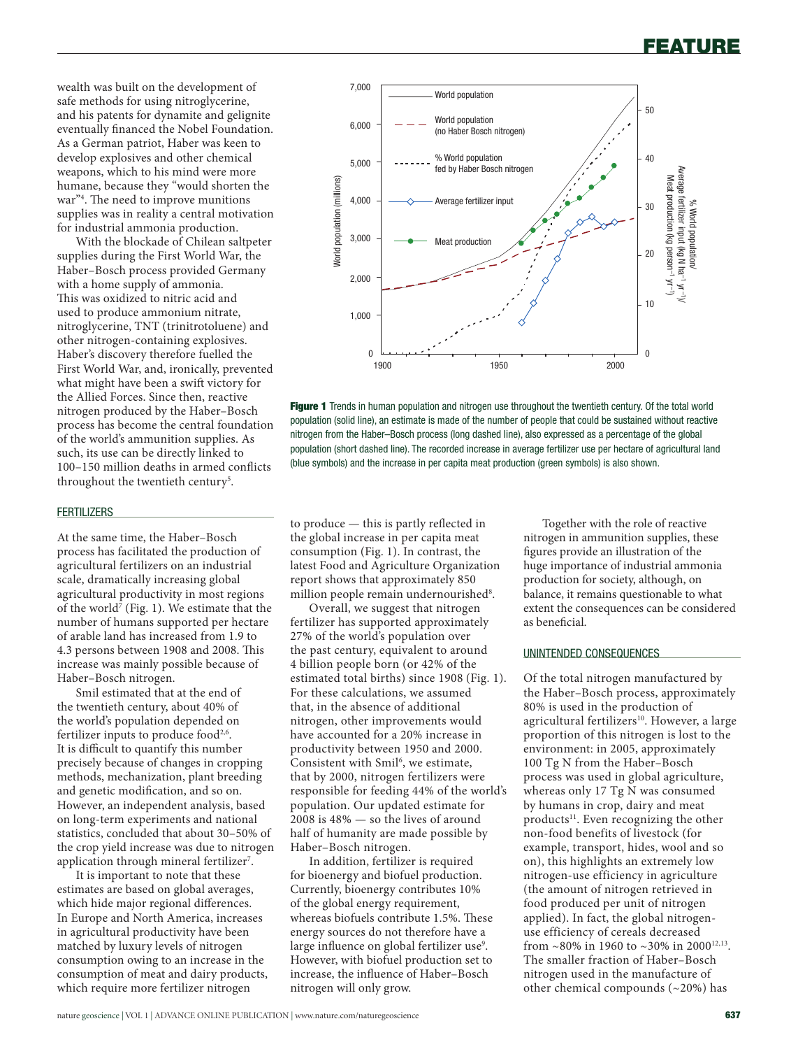wealth was built on the development of safe methods for using nitroglycerine, and his patents for dynamite and gelignite eventually financed the Nobel Foundation. As a German patriot, Haber was keen to develop explosives and other chemical weapons, which to his mind were more humane, because they "would shorten the war"[4]. The need to improve munitions supplies was in reality a central motivation for industrial ammonia production.

With the blockade of Chilean saltpeter supplies during the First World War, the Haber–Bosch process provided Germany with a home supply of ammonia. This was oxidized to nitric acid and used to produce ammonium nitrate, nitroglycerine, TNT (trinitrotoluene) and other nitrogen-containing explosives. Haber's discovery therefore fuelled the First World War, and, ironically, prevented what might have been a swift victory for the Allied Forces. Since then, reactive nitrogen produced by the Haber–Bosch process has become the central foundation of the world's ammunition supplies. As such, its use can be directly linked to 100–150 million deaths in armed conflicts throughout the twentieth century[5].

World population
World population (no Haber Bosch nitrogen)
% World population fed by Haber Bosch nitrogen
Average fertilizer input
Meat production
World population (millions)
0
1,000
2,000
3,000
4,000
5,000
6,000
7,000
1900
1950
2000
% World population/ Average fertilizer input (kg N ha$^{-1}$ yr$^{-1}$)/ Meat production (kg person$^{-1}$ yr$^{-1}$)
0
10
20
30
40
50

**Figure 1** Trends in human population and nitrogen use throughout the twentieth century. Of the total world population (solid line), an estimate is made of the number of people that could be sustained without reactive nitrogen from the Haber–Bosch process (long dashed line), also expressed as a percentage of the global population (short dashed line). The recorded increase in average fertilizer use per hectare of agricultural land (blue symbols) and the increase in per capita meat production (green symbols) is also shown.

## FERTILIZERS

At the same time, the Haber–Bosch process has facilitated the production of agricultural fertilizers on an industrial scale, dramatically increasing global agricultural productivity in most regions of the world[7] (Fig. 1). We estimate that the number of humans supported per hectare of arable land has increased from 1.9 to 4.3 persons between 1908 and 2008. This increase was mainly possible because of Haber–Bosch nitrogen.

Smil estimated that at the end of the twentieth century, about 40% of the world's population depended on fertilizer inputs to produce food[2,6]. It is difficult to quantify this number precisely because of changes in cropping methods, mechanization, plant breeding and genetic modification, and so on. However, an independent analysis, based on long-term experiments and national statistics, concluded that about 30–50% of the crop yield increase was due to nitrogen application through mineral fertilizer[7].

It is important to note that these estimates are based on global averages, which hide major regional differences. In Europe and North America, increases in agricultural productivity have been matched by luxury levels of nitrogen consumption owing to an increase in the consumption of meat and dairy products, which require more fertilizer nitrogen to produce — this is partly reflected in the global increase in per capita meat consumption (Fig. 1). In contrast, the latest Food and Agriculture Organization report shows that approximately 850 million people remain undernourished[8].

Overall, we suggest that nitrogen fertilizer has supported approximately 27% of the world's population over the past century, equivalent to around 4 billion people born (or 42% of the estimated total births) since 1908 (Fig. 1). For these calculations, we assumed that, in the absence of additional nitrogen, other improvements would have accounted for a 20% increase in productivity between 1950 and 2000. Consistent with Smil[6], we estimate, that by 2000, nitrogen fertilizers were responsible for feeding 44% of the world's population. Our updated estimate for 2008 is 48% — so the lives of around half of humanity are made possible by Haber–Bosch nitrogen.

In addition, fertilizer is required for bioenergy and biofuel production. Currently, bioenergy contributes 10% of the global energy requirement, whereas biofuels contribute 1.5%. These energy sources do not therefore have a large influence on global fertilizer use[9]. However, with biofuel production set to increase, the influence of Haber–Bosch nitrogen will only grow.

Together with the role of reactive nitrogen in ammunition supplies, these figures provide an illustration of the huge importance of industrial ammonia production for society, although, on balance, it remains questionable to what extent the consequences can be considered as beneficial.

## UNINTENDED CONSEQUENCES

Of the total nitrogen manufactured by the Haber–Bosch process, approximately 80% is used in the production of agricultural fertilizers[10]. However, a large proportion of this nitrogen is lost to the environment: in 2005, approximately 100 Tg N from the Haber–Bosch process was used in global agriculture, whereas only 17 Tg N was consumed by humans in crop, dairy and meat products[11]. Even recognizing the other non-food benefits of livestock (for example, transport, hides, wool and so on), this highlights an extremely low nitrogen-use efficiency in agriculture (the amount of nitrogen retrieved in food produced per unit of nitrogen applied). In fact, the global nitrogen-use efficiency of cereals decreased from ~80% in 1960 to ~30% in 2000[12,13]. The smaller fraction of Haber–Bosch nitrogen used in the manufacture of other chemical compounds (~20%) has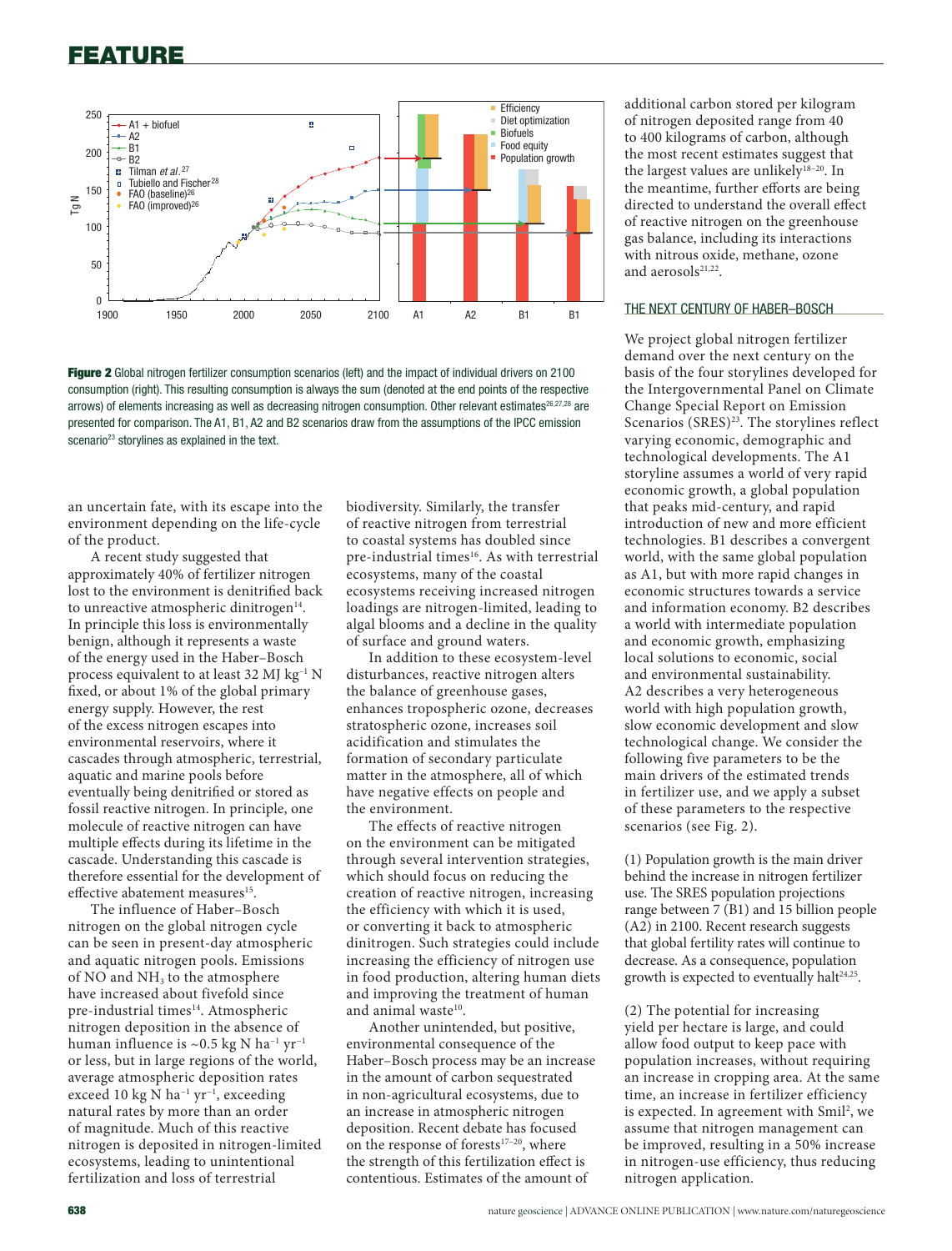**Figure 2** Global nitrogen fertilizer consumption scenarios (left) and the impact of individual drivers on 2100 consumption (right). This resulting consumption is always the sum (denoted at the end points of the respective arrows) of elements increasing as well as decreasing nitrogen consumption. Other relevant estimates[26,27,28] are presented for comparison. The A1, B1, A2 and B2 scenarios draw from the assumptions of the IPCC emission scenario[23] storylines as explained in the text.

an uncertain fate, with its escape into the environment depending on the life-cycle of the product.

A recent study suggested that approximately 40% of fertilizer nitrogen lost to the environment is denitrified back to unreactive atmospheric dinitrogen[14]. In principle this loss is environmentally benign, although it represents a waste of the energy used in the Haber–Bosch process equivalent to at least 32 MJ $kg^{-1}$ N fixed, or about 1% of the global primary energy supply. However, the rest of the excess nitrogen escapes into environmental reservoirs, where it cascades through atmospheric, terrestrial, aquatic and marine pools before eventually being denitrified or stored as fossil reactive nitrogen. In principle, one molecule of reactive nitrogen can have multiple effects during its lifetime in the cascade. Understanding this cascade is therefore essential for the development of effective abatement measures[15].

The influence of Haber–Bosch nitrogen on the global nitrogen cycle can be seen in present-day atmospheric and aquatic nitrogen pools. Emissions of NO and $NH_3$ to the atmosphere have increased about fivefold since pre-industrial times[14]. Atmospheric nitrogen deposition in the absence of human influence is ~0.5 kg N $ha^{-1}$ $yr^{-1}$ or less, but in large regions of the world, average atmospheric deposition rates exceed 10 kg N $ha^{-1}$ $yr^{-1}$, exceeding natural rates by more than an order of magnitude. Much of this reactive nitrogen is deposited in nitrogen-limited ecosystems, leading to unintentional fertilization and loss of terrestrial biodiversity. Similarly, the transfer of reactive nitrogen from terrestrial to coastal systems has doubled since pre-industrial times[16]. As with terrestrial ecosystems, many of the coastal ecosystems receiving increased nitrogen loadings are nitrogen-limited, leading to algal blooms and a decline in the quality of surface and ground waters.

In addition to these ecosystem-level disturbances, reactive nitrogen alters the balance of greenhouse gases, enhances tropospheric ozone, decreases stratospheric ozone, increases soil acidification and stimulates the formation of secondary particulate matter in the atmosphere, all of which have negative effects on people and the environment.

The effects of reactive nitrogen on the environment can be mitigated through several intervention strategies, which should focus on reducing the creation of reactive nitrogen, increasing the efficiency with which it is used, or converting it back to atmospheric dinitrogen. Such strategies could include increasing the efficiency of nitrogen use in food production, altering human diets and improving the treatment of human and animal waste[10].

Another unintended, but positive, environmental consequence of the Haber–Bosch process may be an increase in the amount of carbon sequestrated in non-agricultural ecosystems, due to an increase in atmospheric nitrogen deposition. Recent debate has focused on the response of forests[17–20], where the strength of this fertilization effect is contentious. Estimates of the amount of additional carbon stored per kilogram of nitrogen deposited range from 40 to 400 kilograms of carbon, although the most recent estimates suggest that the largest values are unlikely[18–20]. In the meantime, further efforts are being directed to understand the overall effect of reactive nitrogen on the greenhouse gas balance, including its interactions with nitrous oxide, methane, ozone and aerosols[21,22].

## THE NEXT CENTURY OF HABER–BOSCH

We project global nitrogen fertilizer demand over the next century on the basis of the four storylines developed for the Intergovernmental Panel on Climate Change Special Report on Emission Scenarios (SRES)[23]. The storylines reflect varying economic, demographic and technological developments. The A1 storyline assumes a world of very rapid economic growth, a global population that peaks mid-century, and rapid introduction of new and more efficient technologies. B1 describes a convergent world, with the same global population as A1, but with more rapid changes in economic structures towards a service and information economy. B2 describes a world with intermediate population and economic growth, emphasizing local solutions to economic, social and environmental sustainability. A2 describes a very heterogeneous world with high population growth, slow economic development and slow technological change. We consider the following five parameters to be the main drivers of the estimated trends in fertilizer use, and we apply a subset of these parameters to the respective scenarios (see Fig. 2).

(1) Population growth is the main driver behind the increase in nitrogen fertilizer use. The SRES population projections range between 7 (B1) and 15 billion people (A2) in 2100. Recent research suggests that global fertility rates will continue to decrease. As a consequence, population growth is expected to eventually halt[24,25].

(2) The potential for increasing yield per hectare is large, and could allow food output to keep pace with population increases, without requiring an increase in cropping area. At the same time, an increase in fertilizer efficiency is expected. In agreement with Smil[2], we assume that nitrogen management can be improved, resulting in a 50% increase in nitrogen-use efficiency, thus reducing nitrogen application.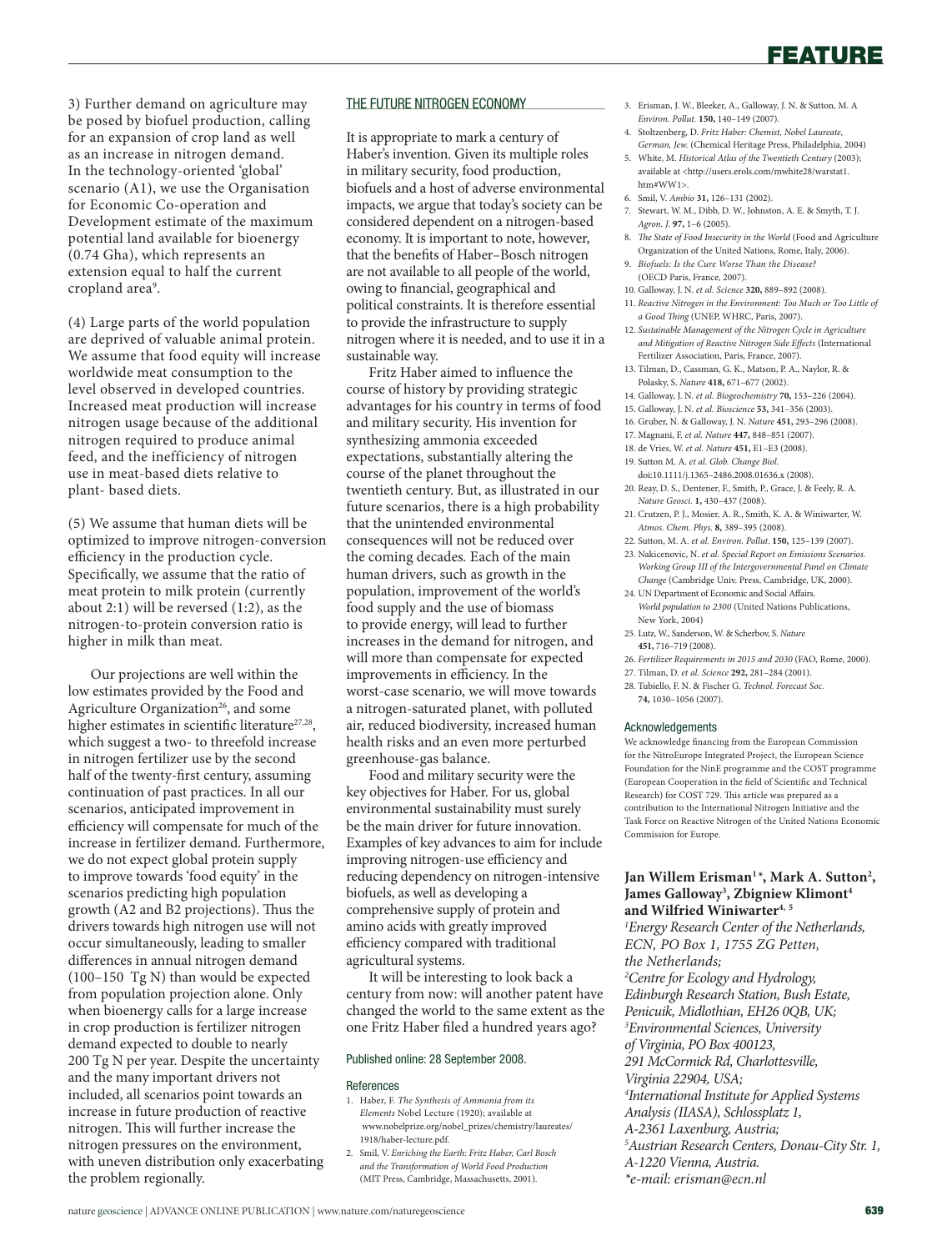3) Further demand on agriculture may be posed by biofuel production, calling for an expansion of crop land as well as an increase in nitrogen demand. In the technology-oriented 'global' scenario (A1), we use the Organisation for Economic Co-operation and Development estimate of the maximum potential land available for bioenergy (0.74 Gha), which represents an extension equal to half the current cropland area[9].

(4) Large parts of the world population are deprived of valuable animal protein. We assume that food equity will increase worldwide meat consumption to the level observed in developed countries. Increased meat production will increase nitrogen usage because of the additional nitrogen required to produce animal feed, and the inefficiency of nitrogen use in meat-based diets relative to plant- based diets.

(5) We assume that human diets will be optimized to improve nitrogen-conversion efficiency in the production cycle. Specifically, we assume that the ratio of meat protein to milk protein (currently about 2:1) will be reversed (1:2), as the nitrogen-to-protein conversion ratio is higher in milk than meat.

Our projections are well within the low estimates provided by the Food and Agriculture Organization[26], and some higher estimates in scientific literature[27,28], which suggest a two- to threefold increase in nitrogen fertilizer use by the second half of the twenty-first century, assuming continuation of past practices. In all our scenarios, anticipated improvement in efficiency will compensate for much of the increase in fertilizer demand. Furthermore, we do not expect global protein supply to improve towards 'food equity' in the scenarios predicting high population growth (A2 and B2 projections). Thus the drivers towards high nitrogen use will not occur simultaneously, leading to smaller differences in annual nitrogen demand (100–150 Tg N) than would be expected from population projection alone. Only when bioenergy calls for a large increase in crop production is fertilizer nitrogen demand expected to double to nearly 200 Tg N per year. Despite the uncertainty and the many important drivers not included, all scenarios point towards an increase in future production of reactive nitrogen. This will further increase the nitrogen pressures on the environment, with uneven distribution only exacerbating the problem regionally.

## THE FUTURE NITROGEN ECONOMY

It is appropriate to mark a century of Haber's invention. Given its multiple roles in military security, food production, biofuels and a host of adverse environmental impacts, we argue that today's society can be considered dependent on a nitrogen-based economy. It is important to note, however, that the benefits of Haber–Bosch nitrogen are not available to all people of the world, owing to financial, geographical and political constraints. It is therefore essential to provide the infrastructure to supply nitrogen where it is needed, and to use it in a sustainable way.

Fritz Haber aimed to influence the course of history by providing strategic advantages for his country in terms of food and military security. His invention for synthesizing ammonia exceeded expectations, substantially altering the course of the planet throughout the twentieth century. But, as illustrated in our future scenarios, there is a high probability that the unintended environmental consequences will not be reduced over the coming decades. Each of the main human drivers, such as growth in the population, improvement of the world's food supply and the use of biomass to provide energy, will lead to further increases in the demand for nitrogen, and will more than compensate for expected improvements in efficiency. In the worst-case scenario, we will move towards a nitrogen-saturated planet, with polluted air, reduced biodiversity, increased human health risks and an even more perturbed greenhouse-gas balance.

Food and military security were the key objectives for Haber. For us, global environmental sustainability must surely be the main driver for future innovation. Examples of key advances to aim for include improving nitrogen-use efficiency and reducing dependency on nitrogen-intensive biofuels, as well as developing a comprehensive supply of protein and amino acids with greatly improved efficiency compared with traditional agricultural systems.

It will be interesting to look back a century from now: will another patent have changed the world to the same extent as the one Fritz Haber filed a hundred years ago?

Published online: 28 September 2008.

### References

1. Haber, F. *The Synthesis of Ammonia from its Elements* Nobel Lecture (1920); available at www.nobelprize.org/nobel_prizes/chemistry/laureates/1918/haber-lecture.pdf.
2. Smil, V. *Enriching the Earth: Fritz Haber, Carl Bosch and the Transformation of World Food Production* (MIT Press, Cambridge, Massachusetts, 2001).
3. Erisman, J. W., Bleeker, A., Galloway, J. N. & Sutton, M. A. *Environ. Pollut.* **150,** 140–149 (2007).
4. Stoltzenberg, D. *Fritz Haber: Chemist, Nobel Laureate, German, Jew.* (Chemical Heritage Press, Philadelphia, 2004)
5. White, M. *Historical Atlas of the Twentieth Century* (2003); available at <http://users.erols.com/mwhite28/warstat1.htm#WW1>.
6. Smil, V. *Ambio* **31,** 126–131 (2002).
7. Stewart, W. M., Dibb, D. W., Johnston, A. E. & Smyth, T. J. *Agron. J.* **97,** 1–6 (2005).
8. *The State of Food Insecurity in the World* (Food and Agriculture Organization of the United Nations, Rome, Italy, 2006).
9. *Biofuels: Is the Cure Worse Than the Disease?* (OECD Paris, France, 2007).
10. Galloway, J. N. *et al. Science* **320,** 889–892 (2008).
11. *Reactive Nitrogen in the Environment: Too Much or Too Little of a Good Thing* (UNEP, WHRC, Paris, 2007).
12. *Sustainable Management of the Nitrogen Cycle in Agriculture and Mitigation of Reactive Nitrogen Side Effects* (International Fertilizer Association, Paris, France, 2007).
13. Tilman, D., Cassman, G. K., Matson, P. A., Naylor, R. & Polasky, S. *Nature* **418,** 671–677 (2002).
14. Galloway, J. N. *et al. Biogeochemistry* **70,** 153–226 (2004).
15. Galloway, J. N. *et al. Bioscience* **53,** 341–356 (2003).
16. Gruber, N. & Galloway, J. N. *Nature* **451,** 293–296 (2008).
17. Magnani, F. *et al. Nature* **447,** 848–851 (2007).
18. de Vries, W. *et al. Nature* **451,** E1–E3 (2008).
19. Sutton M. A. *et al. Glob. Change Biol.* doi:10.1111/j.1365–2486.2008.01636.x (2008).
20. Reay, D. S., Dentener, F., Smith, P., Grace, J. & Feely, R. A. *Nature Geosci.* **1,** 430–437 (2008).
21. Crutzen, P. J., Mosier, A. R., Smith, K. A. & Winiwarter, W. *Atmos. Chem. Phys.* **8,** 389–395 (2008).
22. Sutton, M. A. *et al. Environ. Pollut*. **150,** 125–139 (2007).
23. Nakicenovic, N. *et al. Special Report on Emissions Scenarios. Working Group III of the Intergovernmental Panel on Climate Change* (Cambridge Univ. Press, Cambridge, UK, 2000).
24. UN Department of Economic and Social Affairs. *World population to 2300* (United Nations Publications, New York, 2004)
25. Lutz, W., Sanderson, W. & Scherbov, S. *Nature* **451,** 716–719 (2008).
26. *Fertilizer Requirements in 2015 and 2030* (FAO, Rome, 2000).
27. Tilman, D. *et al. Science* **292,** 281–284 (2001).
28. Tubiello, F. N. & Fischer G. *Technol. Forecast Soc.* **74,** 1030–1056 (2007).

### Acknowledgements

We acknowledge financing from the European Commission for the NitroEurope Integrated Project, the European Science Foundation for the NinE programme and the COST programme (European Cooperation in the field of Scientific and Technical Research) for COST 729. This article was prepared as a contribution to the International Nitrogen Initiative and the Task Force on Reactive Nitrogen of the United Nations Economic Commission for Europe.

**Jan Willem Erisman[1*], Mark A. Sutton[2], James Galloway[3], Zbigniew Klimont[4] and Wilfried Winiwarter[4,5]**

*[1]Energy Research Center of the Netherlands, ECN, PO Box 1, 1755 ZG Petten, the Netherlands;*
*[2]Centre for Ecology and Hydrology, Edinburgh Research Station, Bush Estate, Penicuik, Midlothian, EH26 0QB, UK;*
*[3]Environmental Sciences, University of Virginia, PO Box 400123, 291 McCormick Rd, Charlottesville, Virginia 22904, USA;*
*[4]International Institute for Applied Systems Analysis (IIASA), Schlossplatz 1, A-2361 Laxenburg, Austria;*
*[5]Austrian Research Centers, Donau-City Str. 1, A-1220 Vienna, Austria.*
**e-mail: erisman@ecn.nl*